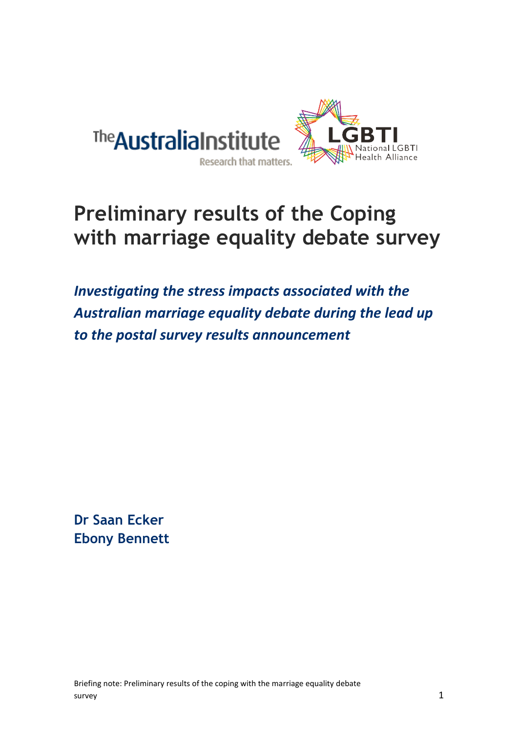# Preliminary results of the Coping with marriage equality debate survey

***Investigating the stress impacts associated with the Australian marriage equality debate during the lead up to the postal survey results announcement***

**Dr Saan Ecker**
**Ebony Bennett**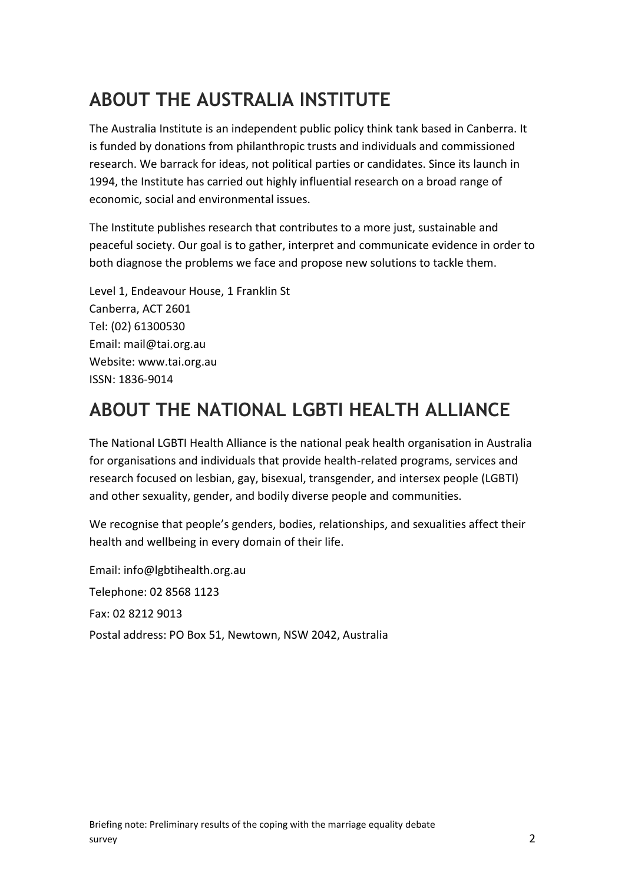## ABOUT THE AUSTRALIA INSTITUTE

The Australia Institute is an independent public policy think tank based in Canberra. It is funded by donations from philanthropic trusts and individuals and commissioned research. We barrack for ideas, not political parties or candidates. Since its launch in 1994, the Institute has carried out highly influential research on a broad range of economic, social and environmental issues.

The Institute publishes research that contributes to a more just, sustainable and peaceful society. Our goal is to gather, interpret and communicate evidence in order to both diagnose the problems we face and propose new solutions to tackle them.

Level 1, Endeavour House, 1 Franklin St
Canberra, ACT 2601
Tel: (02) 61300530
Email: mail@tai.org.au
Website: www.tai.org.au
ISSN: 1836-9014

## ABOUT THE NATIONAL LGBTI HEALTH ALLIANCE

The National LGBTI Health Alliance is the national peak health organisation in Australia for organisations and individuals that provide health-related programs, services and research focused on lesbian, gay, bisexual, transgender, and intersex people (LGBTI) and other sexuality, gender, and bodily diverse people and communities.

We recognise that people's genders, bodies, relationships, and sexualities affect their health and wellbeing in every domain of their life.

Email: info@lgbtihealth.org.au

Telephone: 02 8568 1123

Fax: 02 8212 9013

Postal address: PO Box 51, Newtown, NSW 2042, Australia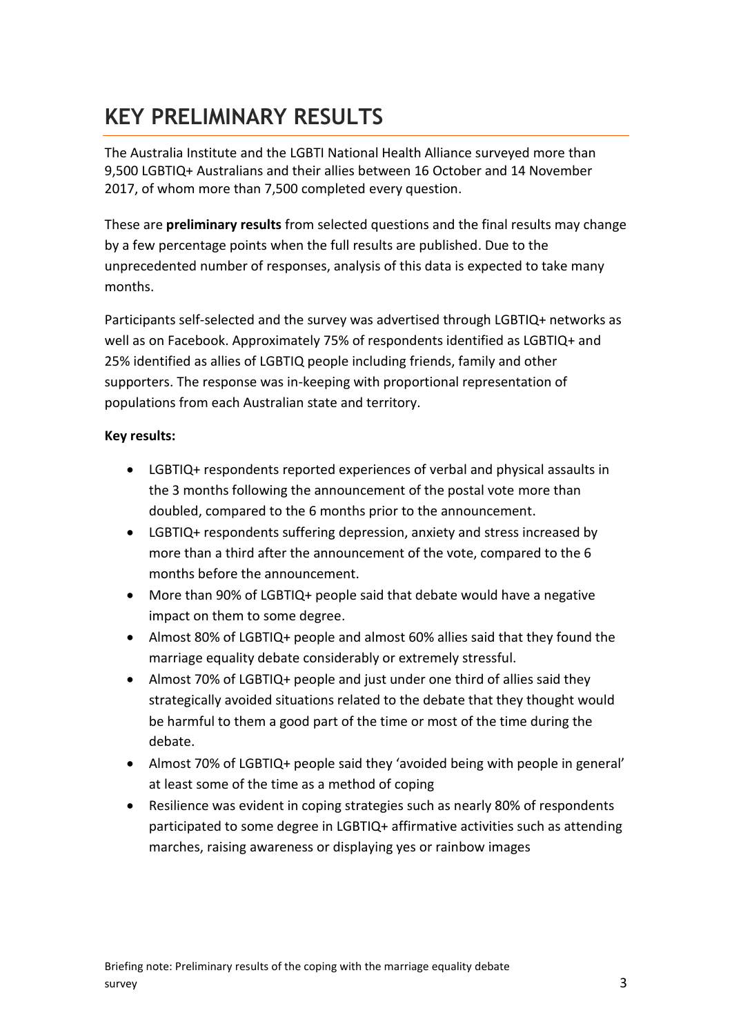# KEY PRELIMINARY RESULTS

The Australia Institute and the LGBTI National Health Alliance surveyed more than 9,500 LGBTIQ+ Australians and their allies between 16 October and 14 November 2017, of whom more than 7,500 completed every question.

These are **preliminary results** from selected questions and the final results may change by a few percentage points when the full results are published. Due to the unprecedented number of responses, analysis of this data is expected to take many months.

Participants self-selected and the survey was advertised through LGBTIQ+ networks as well as on Facebook. Approximately 75% of respondents identified as LGBTIQ+ and 25% identified as allies of LGBTIQ people including friends, family and other supporters. The response was in-keeping with proportional representation of populations from each Australian state and territory.

**Key results:**

- LGBTIQ+ respondents reported experiences of verbal and physical assaults in the 3 months following the announcement of the postal vote more than doubled, compared to the 6 months prior to the announcement.
- LGBTIQ+ respondents suffering depression, anxiety and stress increased by more than a third after the announcement of the vote, compared to the 6 months before the announcement.
- More than 90% of LGBTIQ+ people said that debate would have a negative impact on them to some degree.
- Almost 80% of LGBTIQ+ people and almost 60% allies said that they found the marriage equality debate considerably or extremely stressful.
- Almost 70% of LGBTIQ+ people and just under one third of allies said they strategically avoided situations related to the debate that they thought would be harmful to them a good part of the time or most of the time during the debate.
- Almost 70% of LGBTIQ+ people said they 'avoided being with people in general' at least some of the time as a method of coping
- Resilience was evident in coping strategies such as nearly 80% of respondents participated to some degree in LGBTIQ+ affirmative activities such as attending marches, raising awareness or displaying yes or rainbow images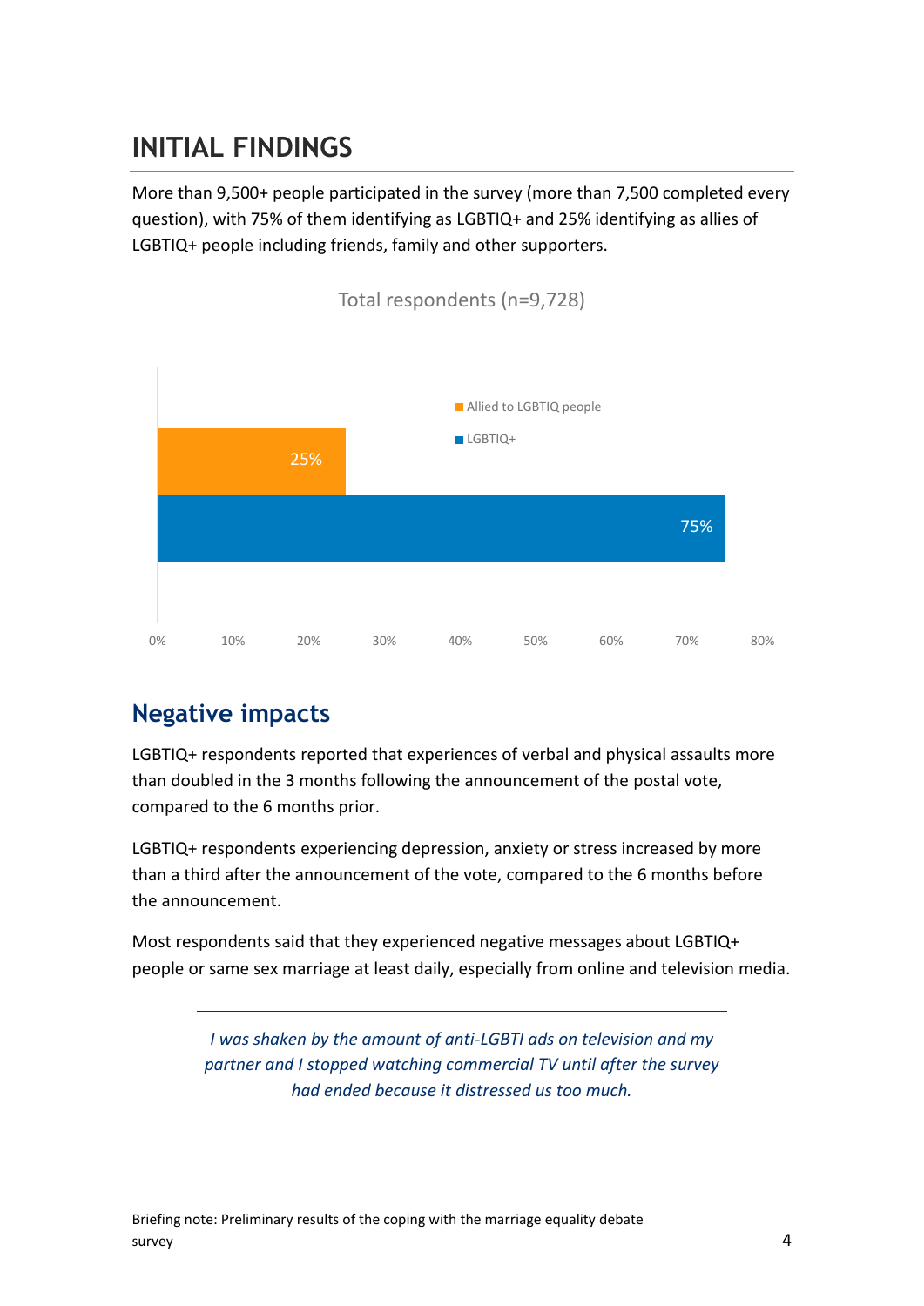# INITIAL FINDINGS

More than 9,500+ people participated in the survey (more than 7,500 completed every question), with 75% of them identifying as LGBTIQ+ and 25% identifying as allies of LGBTIQ+ people including friends, family and other supporters.

Total respondents (n=9,728)

| Group | Percentage |
| --- | --- |
| Allied to LGBTIQ people | 25% |
| LGBTIQ+ | 75% |

## Negative impacts

LGBTIQ+ respondents reported that experiences of verbal and physical assaults more than doubled in the 3 months following the announcement of the postal vote, compared to the 6 months prior.

LGBTIQ+ respondents experiencing depression, anxiety or stress increased by more than a third after the announcement of the vote, compared to the 6 months before the announcement.

Most respondents said that they experienced negative messages about LGBTIQ+ people or same sex marriage at least daily, especially from online and television media.

> *I was shaken by the amount of anti-LGBTI ads on television and my partner and I stopped watching commercial TV until after the survey had ended because it distressed us too much.*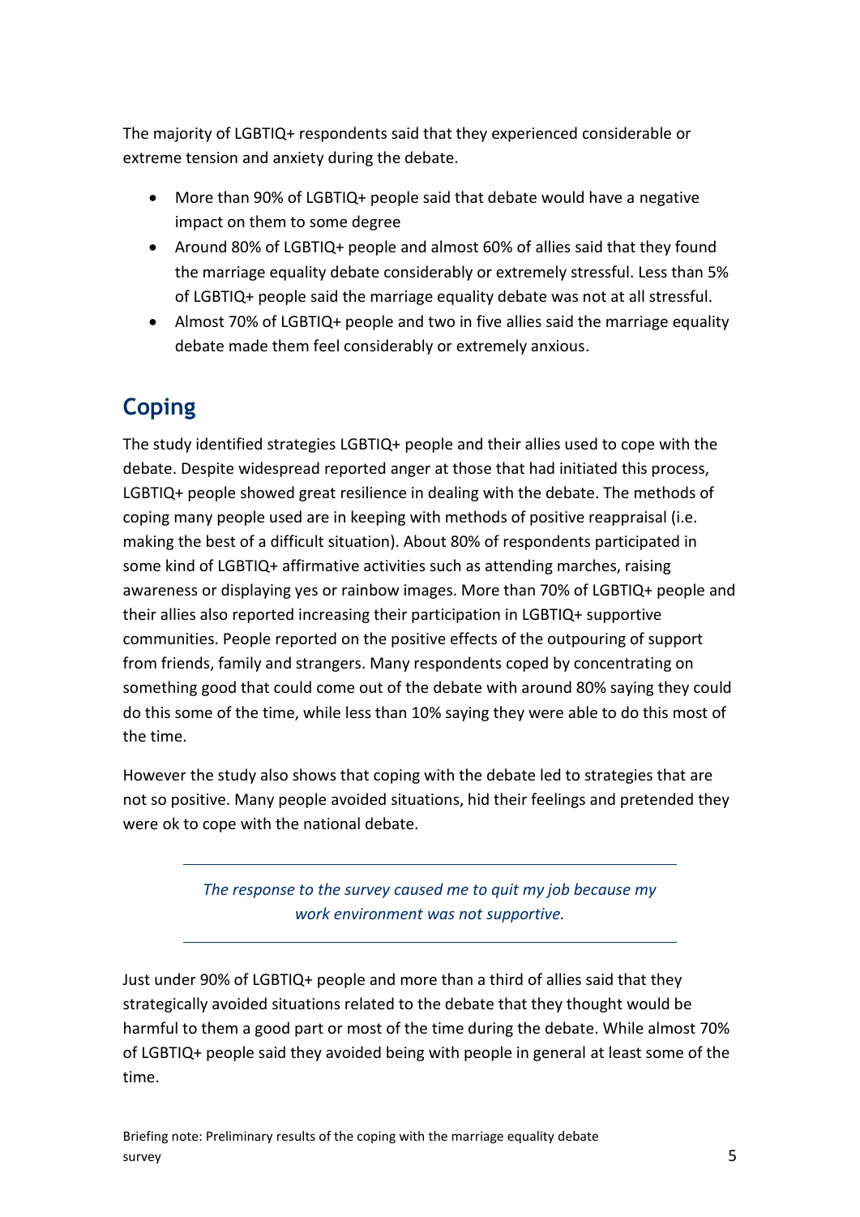The majority of LGBTIQ+ respondents said that they experienced considerable or extreme tension and anxiety during the debate.

- More than 90% of LGBTIQ+ people said that debate would have a negative impact on them to some degree
- Around 80% of LGBTIQ+ people and almost 60% of allies said that they found the marriage equality debate considerably or extremely stressful. Less than 5% of LGBTIQ+ people said the marriage equality debate was not at all stressful.
- Almost 70% of LGBTIQ+ people and two in five allies said the marriage equality debate made them feel considerably or extremely anxious.

## Coping

The study identified strategies LGBTIQ+ people and their allies used to cope with the debate. Despite widespread reported anger at those that had initiated this process, LGBTIQ+ people showed great resilience in dealing with the debate. The methods of coping many people used are in keeping with methods of positive reappraisal (i.e. making the best of a difficult situation). About 80% of respondents participated in some kind of LGBTIQ+ affirmative activities such as attending marches, raising awareness or displaying yes or rainbow images. More than 70% of LGBTIQ+ people and their allies also reported increasing their participation in LGBTIQ+ supportive communities. People reported on the positive effects of the outpouring of support from friends, family and strangers. Many respondents coped by concentrating on something good that could come out of the debate with around 80% saying they could do this some of the time, while less than 10% saying they were able to do this most of the time.

However the study also shows that coping with the debate led to strategies that are not so positive. Many people avoided situations, hid their feelings and pretended they were ok to cope with the national debate.

---

*The response to the survey caused me to quit my job because my work environment was not supportive.*

---

Just under 90% of LGBTIQ+ people and more than a third of allies said that they strategically avoided situations related to the debate that they thought would be harmful to them a good part or most of the time during the debate. While almost 70% of LGBTIQ+ people said they avoided being with people in general at least some of the time.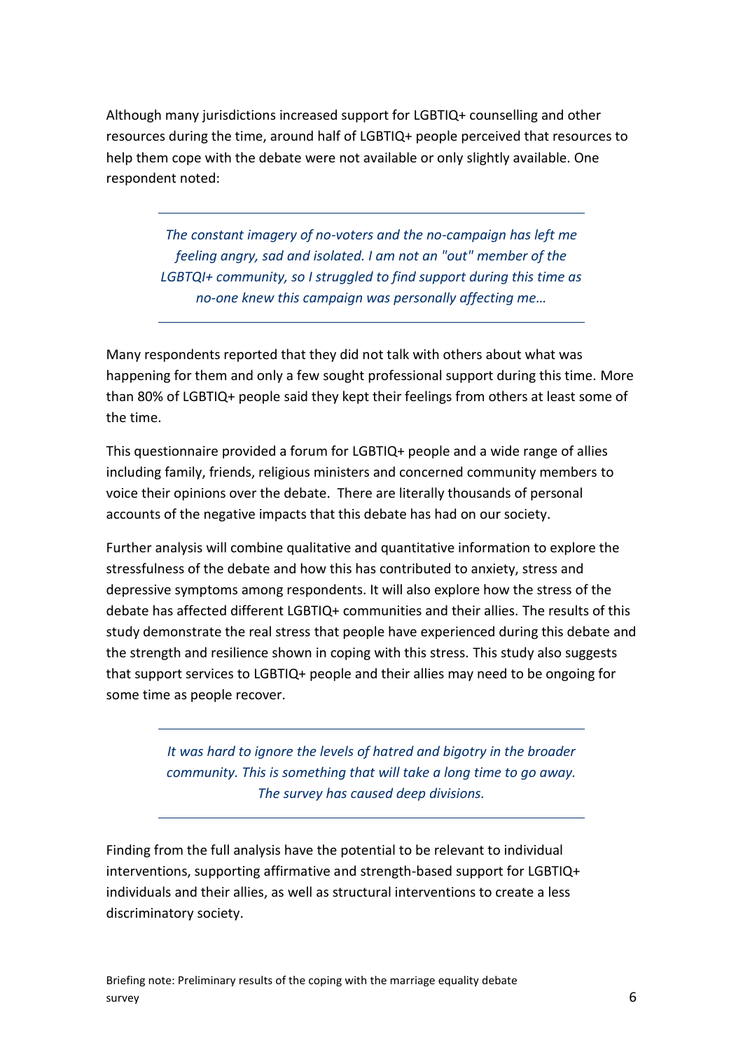Although many jurisdictions increased support for LGBTIQ+ counselling and other resources during the time, around half of LGBTIQ+ people perceived that resources to help them cope with the debate were not available or only slightly available. One respondent noted:

> *The constant imagery of no-voters and the no-campaign has left me feeling angry, sad and isolated. I am not an "out" member of the LGBTQI+ community, so I struggled to find support during this time as no-one knew this campaign was personally affecting me…*

Many respondents reported that they did not talk with others about what was happening for them and only a few sought professional support during this time. More than 80% of LGBTIQ+ people said they kept their feelings from others at least some of the time.

This questionnaire provided a forum for LGBTIQ+ people and a wide range of allies including family, friends, religious ministers and concerned community members to voice their opinions over the debate. There are literally thousands of personal accounts of the negative impacts that this debate has had on our society.

Further analysis will combine qualitative and quantitative information to explore the stressfulness of the debate and how this has contributed to anxiety, stress and depressive symptoms among respondents. It will also explore how the stress of the debate has affected different LGBTIQ+ communities and their allies. The results of this study demonstrate the real stress that people have experienced during this debate and the strength and resilience shown in coping with this stress. This study also suggests that support services to LGBTIQ+ people and their allies may need to be ongoing for some time as people recover.

> *It was hard to ignore the levels of hatred and bigotry in the broader community. This is something that will take a long time to go away. The survey has caused deep divisions.*

Finding from the full analysis have the potential to be relevant to individual interventions, supporting affirmative and strength-based support for LGBTIQ+ individuals and their allies, as well as structural interventions to create a less discriminatory society.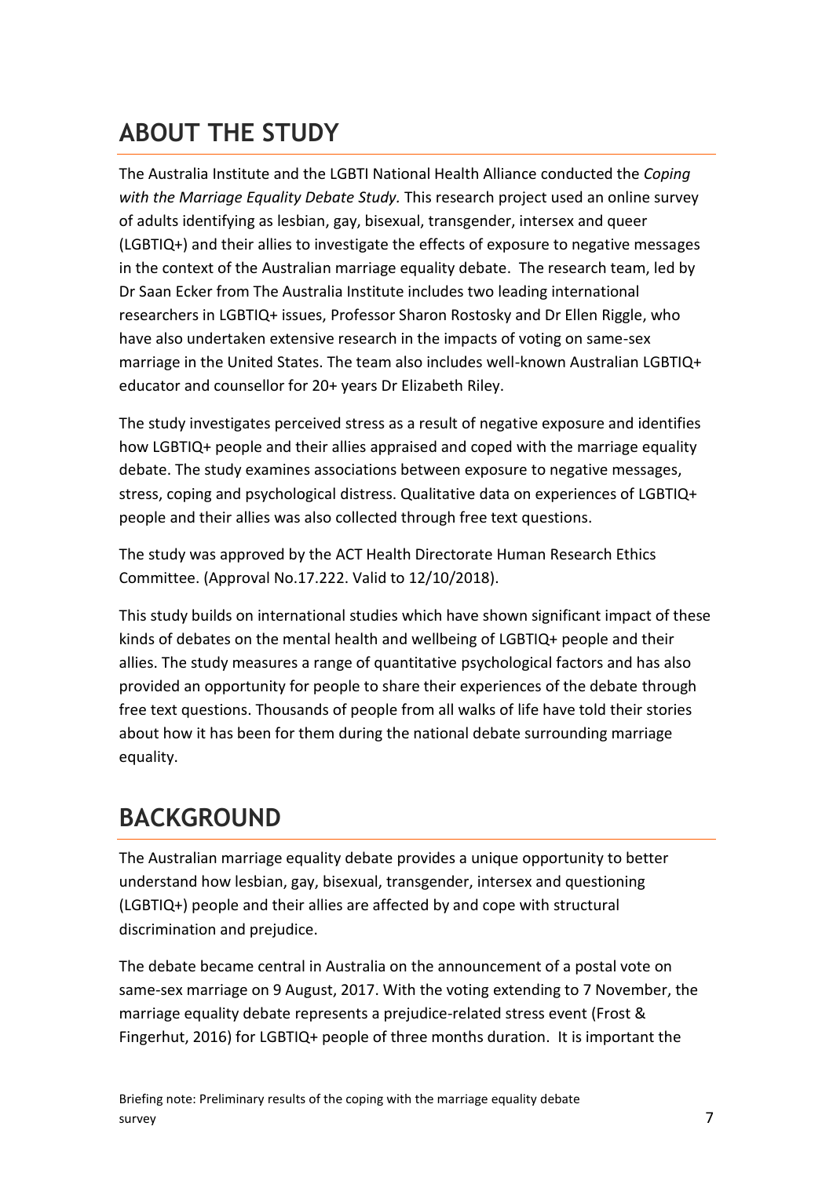## ABOUT THE STUDY

The Australia Institute and the LGBTI National Health Alliance conducted the *Coping with the Marriage Equality Debate Study.* This research project used an online survey of adults identifying as lesbian, gay, bisexual, transgender, intersex and queer (LGBTIQ+) and their allies to investigate the effects of exposure to negative messages in the context of the Australian marriage equality debate. The research team, led by Dr Saan Ecker from The Australia Institute includes two leading international researchers in LGBTIQ+ issues, Professor Sharon Rostosky and Dr Ellen Riggle, who have also undertaken extensive research in the impacts of voting on same-sex marriage in the United States. The team also includes well-known Australian LGBTIQ+ educator and counsellor for 20+ years Dr Elizabeth Riley.

The study investigates perceived stress as a result of negative exposure and identifies how LGBTIQ+ people and their allies appraised and coped with the marriage equality debate. The study examines associations between exposure to negative messages, stress, coping and psychological distress. Qualitative data on experiences of LGBTIQ+ people and their allies was also collected through free text questions.

The study was approved by the ACT Health Directorate Human Research Ethics Committee. (Approval No.17.222. Valid to 12/10/2018).

This study builds on international studies which have shown significant impact of these kinds of debates on the mental health and wellbeing of LGBTIQ+ people and their allies. The study measures a range of quantitative psychological factors and has also provided an opportunity for people to share their experiences of the debate through free text questions. Thousands of people from all walks of life have told their stories about how it has been for them during the national debate surrounding marriage equality.

## BACKGROUND

The Australian marriage equality debate provides a unique opportunity to better understand how lesbian, gay, bisexual, transgender, intersex and questioning (LGBTIQ+) people and their allies are affected by and cope with structural discrimination and prejudice.

The debate became central in Australia on the announcement of a postal vote on same-sex marriage on 9 August, 2017. With the voting extending to 7 November, the marriage equality debate represents a prejudice-related stress event (Frost & Fingerhut, 2016) for LGBTIQ+ people of three months duration. It is important the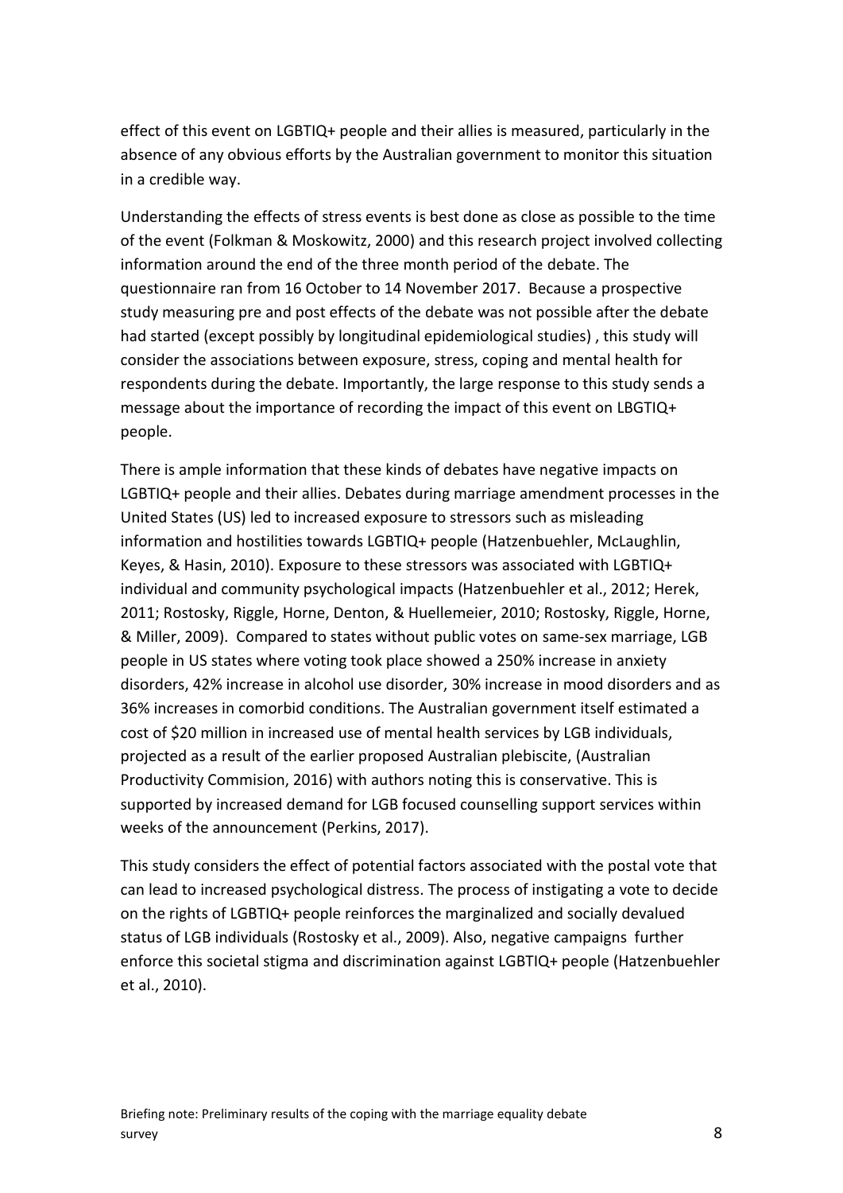effect of this event on LGBTIQ+ people and their allies is measured, particularly in the absence of any obvious efforts by the Australian government to monitor this situation in a credible way.

Understanding the effects of stress events is best done as close as possible to the time of the event (Folkman & Moskowitz, 2000) and this research project involved collecting information around the end of the three month period of the debate. The questionnaire ran from 16 October to 14 November 2017. Because a prospective study measuring pre and post effects of the debate was not possible after the debate had started (except possibly by longitudinal epidemiological studies) , this study will consider the associations between exposure, stress, coping and mental health for respondents during the debate. Importantly, the large response to this study sends a message about the importance of recording the impact of this event on LBGTIQ+ people.

There is ample information that these kinds of debates have negative impacts on LGBTIQ+ people and their allies. Debates during marriage amendment processes in the United States (US) led to increased exposure to stressors such as misleading information and hostilities towards LGBTIQ+ people (Hatzenbuehler, McLaughlin, Keyes, & Hasin, 2010). Exposure to these stressors was associated with LGBTIQ+ individual and community psychological impacts (Hatzenbuehler et al., 2012; Herek, 2011; Rostosky, Riggle, Horne, Denton, & Huellemeier, 2010; Rostosky, Riggle, Horne, & Miller, 2009). Compared to states without public votes on same-sex marriage, LGB people in US states where voting took place showed a 250% increase in anxiety disorders, 42% increase in alcohol use disorder, 30% increase in mood disorders and as 36% increases in comorbid conditions. The Australian government itself estimated a cost of $20 million in increased use of mental health services by LGB individuals, projected as a result of the earlier proposed Australian plebiscite, (Australian Productivity Commision, 2016) with authors noting this is conservative. This is supported by increased demand for LGB focused counselling support services within weeks of the announcement (Perkins, 2017).

This study considers the effect of potential factors associated with the postal vote that can lead to increased psychological distress. The process of instigating a vote to decide on the rights of LGBTIQ+ people reinforces the marginalized and socially devalued status of LGB individuals (Rostosky et al., 2009). Also, negative campaigns further enforce this societal stigma and discrimination against LGBTIQ+ people (Hatzenbuehler et al., 2010).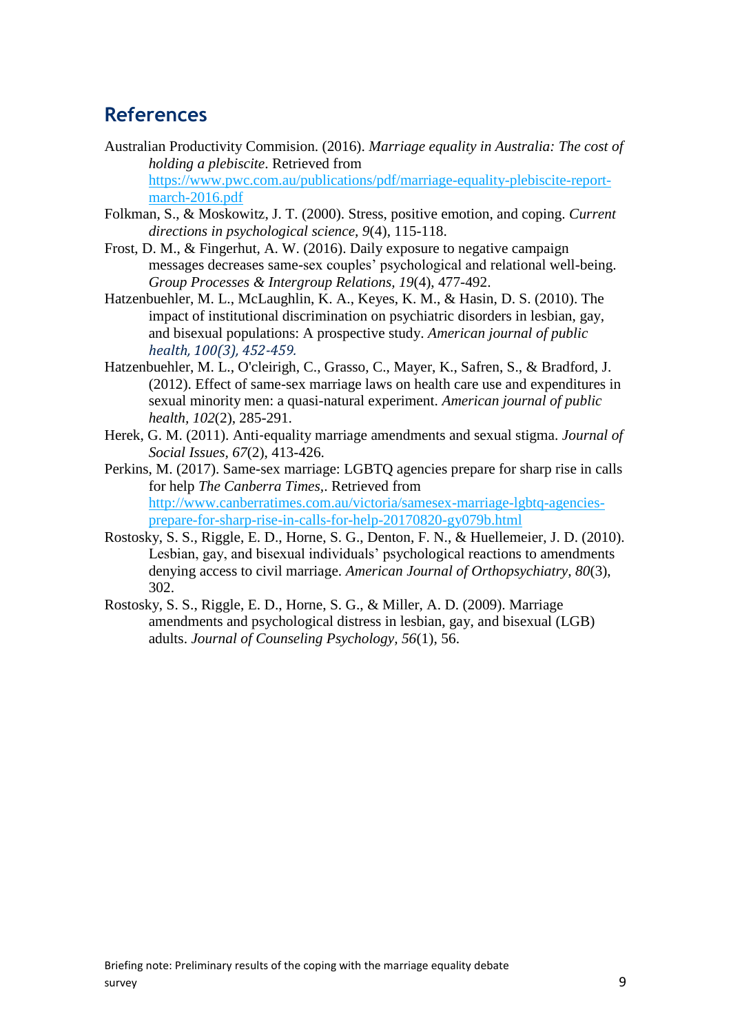## References

Australian Productivity Commision. (2016). *Marriage equality in Australia: The cost of holding a plebiscite*. Retrieved from https://www.pwc.com.au/publications/pdf/marriage-equality-plebiscite-report-march-2016.pdf

Folkman, S., & Moskowitz, J. T. (2000). Stress, positive emotion, and coping. *Current directions in psychological science*, *9*(4), 115-118.

Frost, D. M., & Fingerhut, A. W. (2016). Daily exposure to negative campaign messages decreases same-sex couples' psychological and relational well-being. *Group Processes & Intergroup Relations*, *19*(4), 477-492.

Hatzenbuehler, M. L., McLaughlin, K. A., Keyes, K. M., & Hasin, D. S. (2010). The impact of institutional discrimination on psychiatric disorders in lesbian, gay, and bisexual populations: A prospective study. *American journal of public health, 100(3), 452-459.*

Hatzenbuehler, M. L., O'cleirigh, C., Grasso, C., Mayer, K., Safren, S., & Bradford, J. (2012). Effect of same-sex marriage laws on health care use and expenditures in sexual minority men: a quasi-natural experiment. *American journal of public health*, *102*(2), 285-291.

Herek, G. M. (2011). Anti-equality marriage amendments and sexual stigma. *Journal of Social Issues, 67*(2), 413-426.

Perkins, M. (2017). Same-sex marriage: LGBTQ agencies prepare for sharp rise in calls for help *The Canberra Times*,. Retrieved from http://www.canberratimes.com.au/victoria/samesex-marriage-lgbtq-agencies-prepare-for-sharp-rise-in-calls-for-help-20170820-gy079b.html

Rostosky, S. S., Riggle, E. D., Horne, S. G., Denton, F. N., & Huellemeier, J. D. (2010). Lesbian, gay, and bisexual individuals' psychological reactions to amendments denying access to civil marriage. *American Journal of Orthopsychiatry*, *80*(3), 302.

Rostosky, S. S., Riggle, E. D., Horne, S. G., & Miller, A. D. (2009). Marriage amendments and psychological distress in lesbian, gay, and bisexual (LGB) adults. *Journal of Counseling Psychology*, *56*(1), 56.